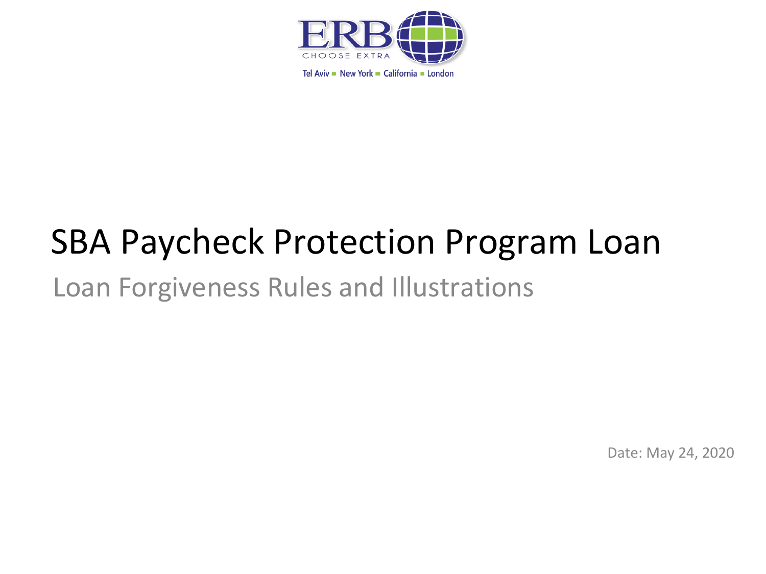ERB

CHOOSE EXTRA

Tel Aviv ■ New York ■ California ■ London

# SBA Paycheck Protection Program Loan

## Loan Forgiveness Rules and Illustrations

Date: May 24, 2020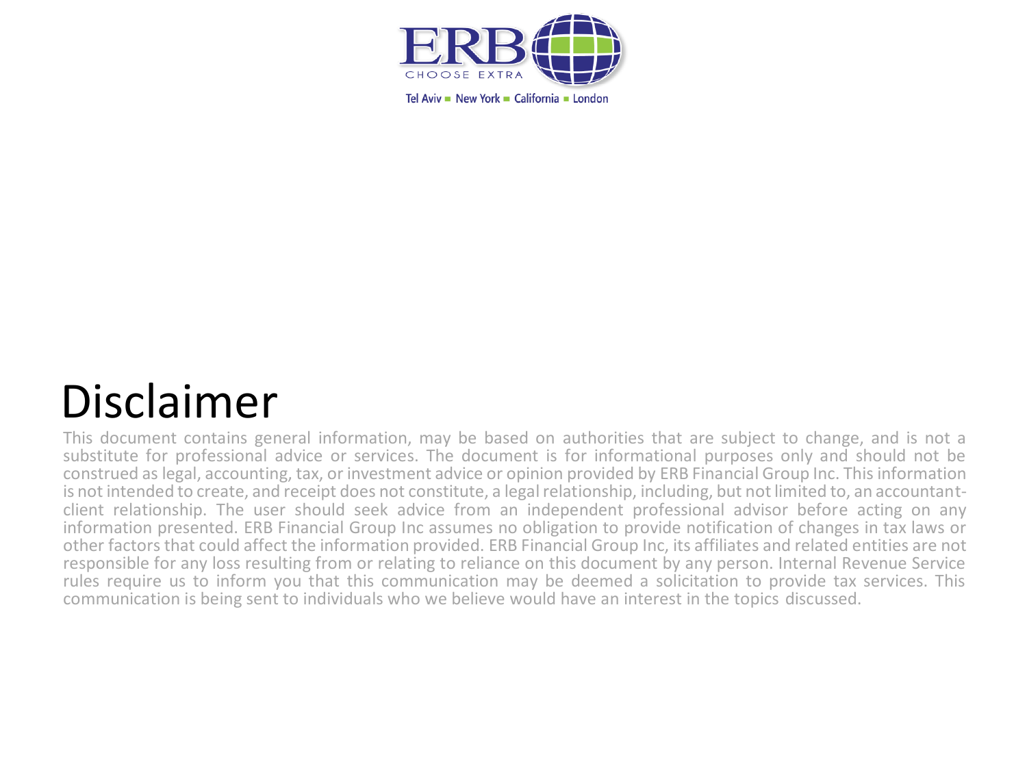ERB

CHOOSE EXTRA

Tel Aviv ▪ New York ▪ California ▪ London

# Disclaimer

This document contains general information, may be based on authorities that are subject to change, and is not a substitute for professional advice or services. The document is for informational purposes only and should not be construed as legal, accounting, tax, or investment advice or opinion provided by ERB Financial Group Inc. This information is not intended to create, and receipt does not constitute, a legal relationship, including, but not limited to, an accountant-client relationship. The user should seek advice from an independent professional advisor before acting on any information presented. ERB Financial Group Inc assumes no obligation to provide notification of changes in tax laws or other factors that could affect the information provided. ERB Financial Group Inc, its affiliates and related entities are not responsible for any loss resulting from or relating to reliance on this document by any person. Internal Revenue Service rules require us to inform you that this communication may be deemed a solicitation to provide tax services. This communication is being sent to individuals who we believe would have an interest in the topics discussed.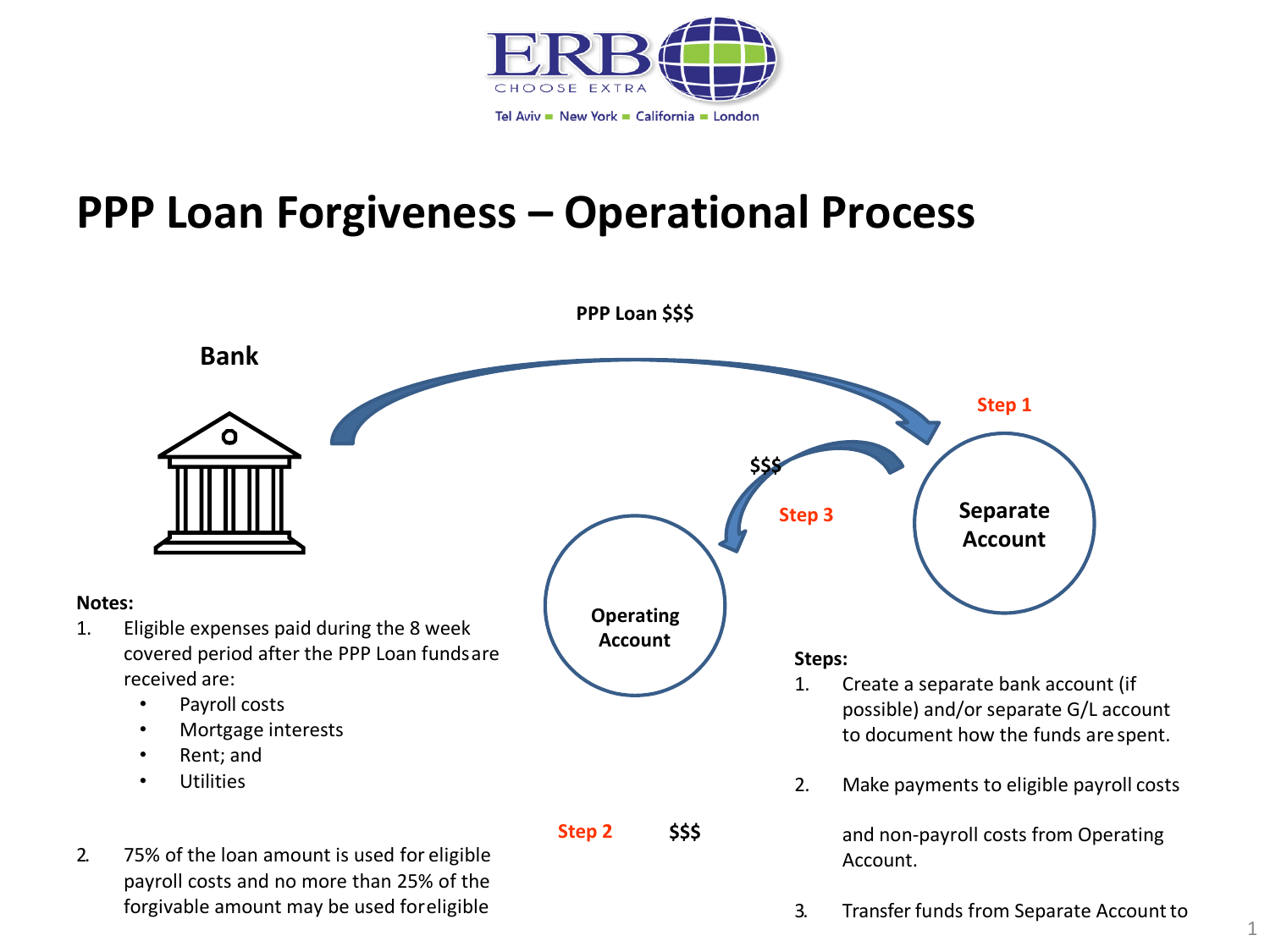# PPP Loan Forgiveness – Operational Process

**PPP Loan $$$**

**Bank**

Step 1

$$$

Step 3

**Separate Account**

**Operating Account**

Step 2 $$$

**Notes:**

1. Eligible expenses paid during the 8 week covered period after the PPP Loan funds are received are:
   - Payroll costs
   - Mortgage interests
   - Rent; and
   - Utilities

2. 75% of the loan amount is used for eligible payroll costs and no more than 25% of the forgivable amount may be used for eligible

**Steps:**

1. Create a separate bank account (if possible) and/or separate G/L account to document how the funds are spent.

2. Make payments to eligible payroll costs

   and non-payroll costs from Operating Account.

3. Transfer funds from Separate Account to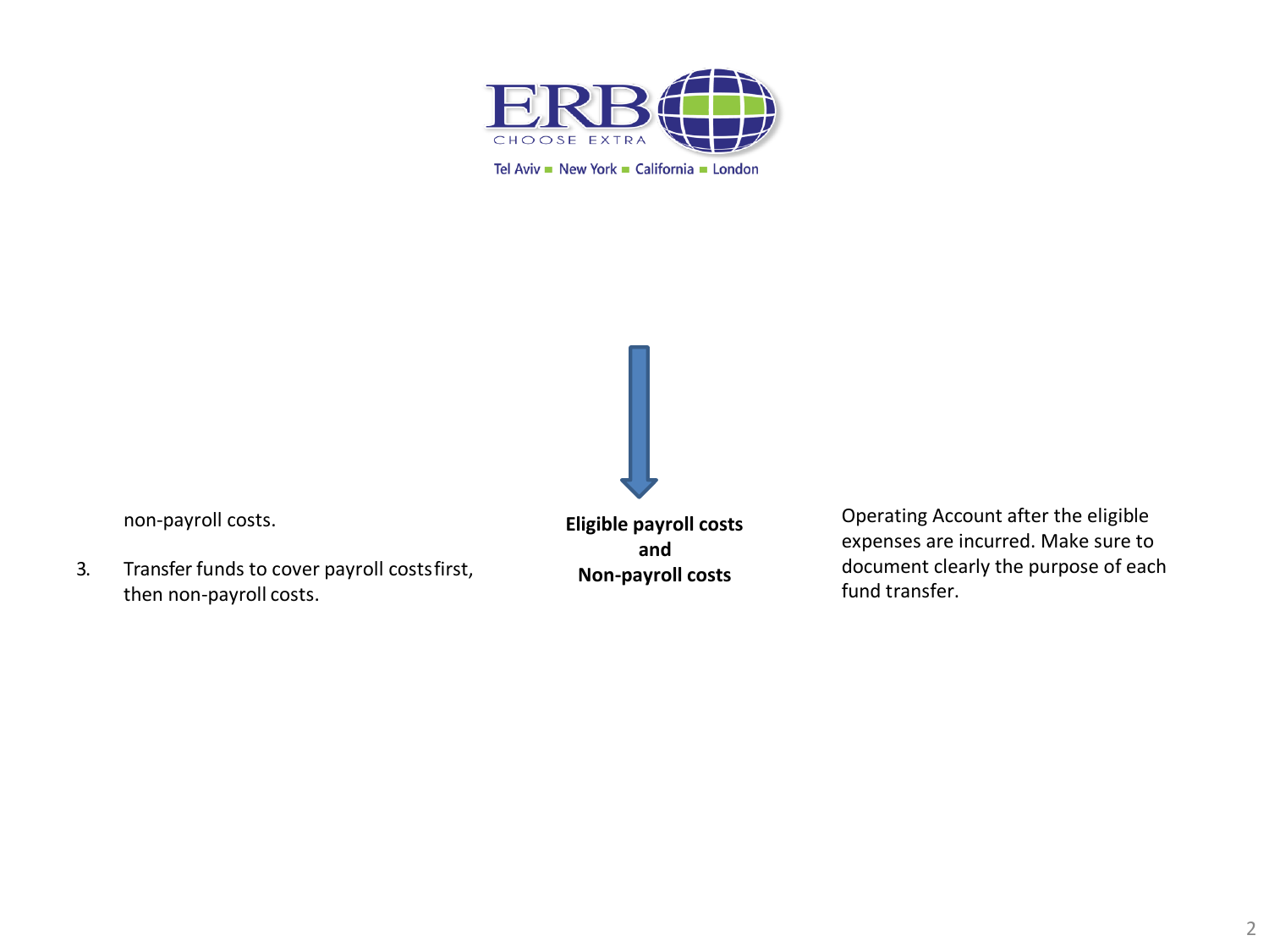non-payroll costs.

3. Transfer funds to cover payroll costs first, then non-payroll costs.

**Eligible payroll costs**
**and**
**Non-payroll costs**

Operating Account after the eligible expenses are incurred. Make sure to document clearly the purpose of each fund transfer.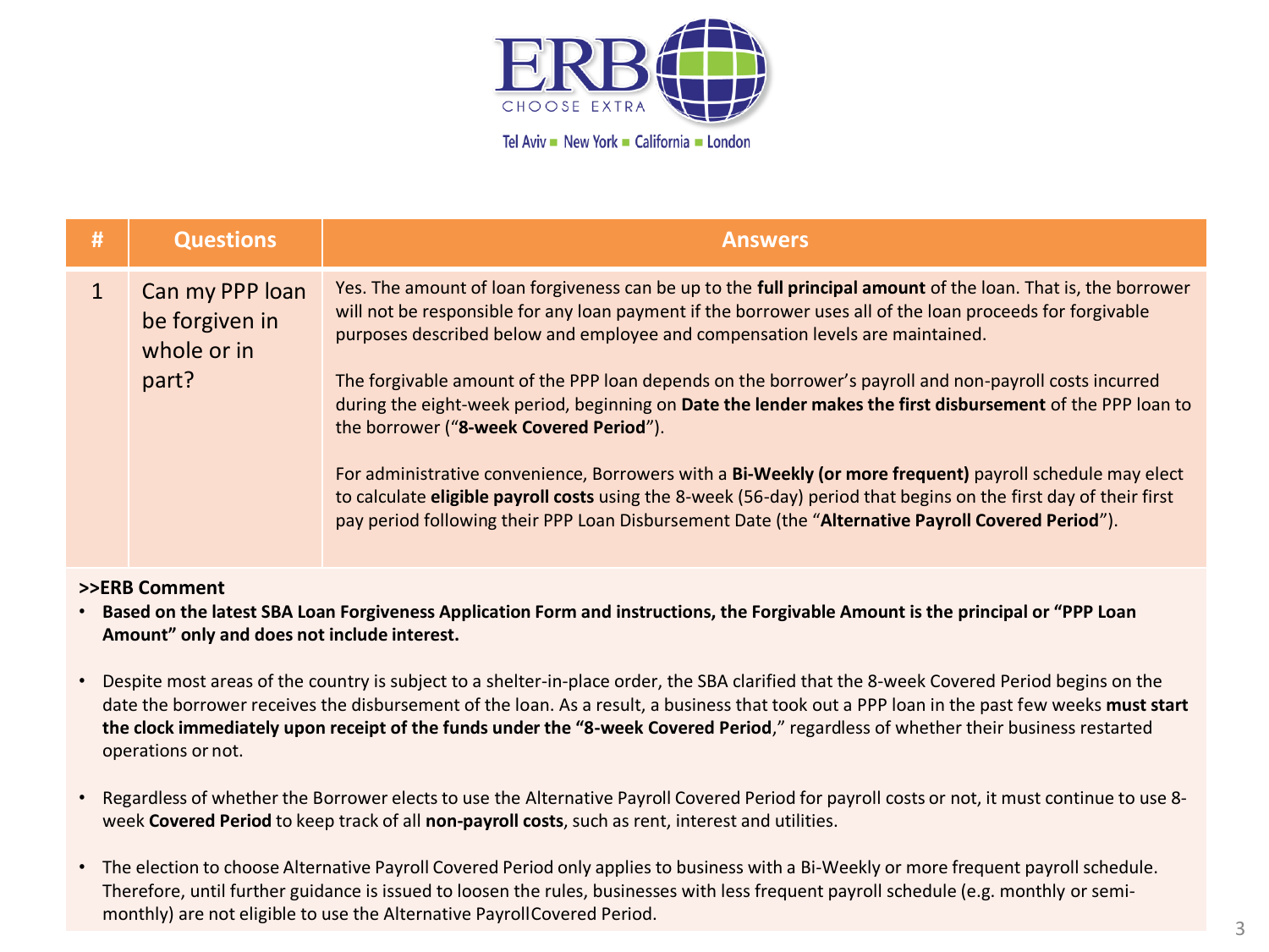ERB CHOOSE EXTRA

Tel Aviv ■ New York ■ California ■ London

| # | Questions | Answers |
|---|---|---|
| 1 | Can my PPP loan be forgiven in whole or in part? | Yes. The amount of loan forgiveness can be up to the **full principal amount** of the loan. That is, the borrower will not be responsible for any loan payment if the borrower uses all of the loan proceeds for forgivable purposes described below and employee and compensation levels are maintained.<br><br>The forgivable amount of the PPP loan depends on the borrower's payroll and non-payroll costs incurred during the eight-week period, beginning on **Date the lender makes the first disbursement** of the PPP loan to the borrower ("**8-week Covered Period**").<br><br>For administrative convenience, Borrowers with a **Bi-Weekly (or more frequent)** payroll schedule may elect to calculate **eligible payroll costs** using the 8-week (56-day) period that begins on the first day of their first pay period following their PPP Loan Disbursement Date (the "**Alternative Payroll Covered Period**"). |

**>>ERB Comment**

- **Based on the latest SBA Loan Forgiveness Application Form and instructions, the Forgivable Amount is the principal or "PPP Loan Amount" only and does not include interest.**
- Despite most areas of the country is subject to a shelter-in-place order, the SBA clarified that the 8-week Covered Period begins on the date the borrower receives the disbursement of the loan. As a result, a business that took out a PPP loan in the past few weeks **must start the clock immediately upon receipt of the funds under the "8-week Covered Period**," regardless of whether their business restarted operations or not.
- Regardless of whether the Borrower elects to use the Alternative Payroll Covered Period for payroll costs or not, it must continue to use 8-week **Covered Period** to keep track of all **non-payroll costs**, such as rent, interest and utilities.
- The election to choose Alternative Payroll Covered Period only applies to business with a Bi-Weekly or more frequent payroll schedule. Therefore, until further guidance is issued to loosen the rules, businesses with less frequent payroll schedule (e.g. monthly or semi-monthly) are not eligible to use the Alternative Payroll Covered Period.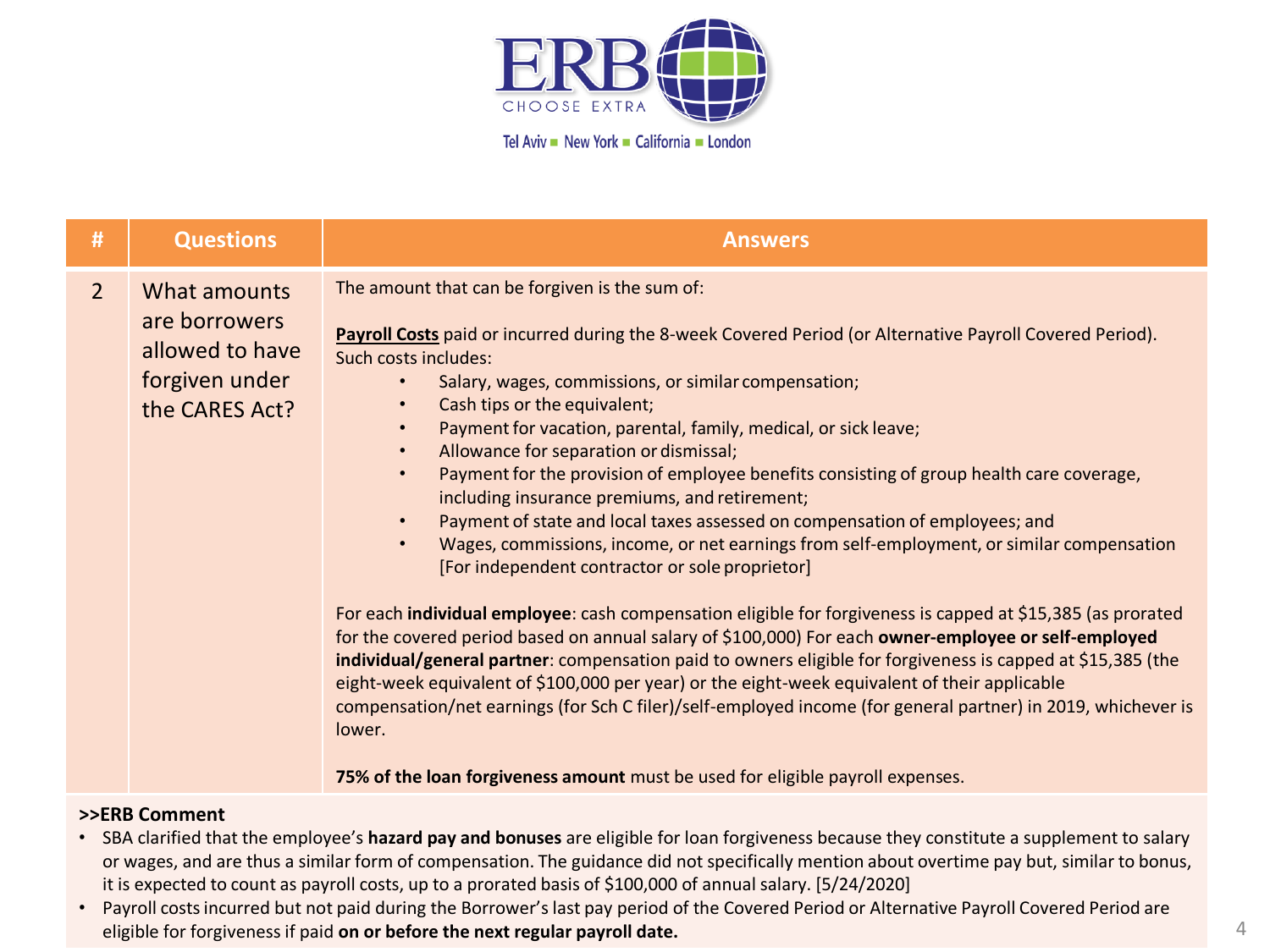ERB

CHOOSE EXTRA

Tel Aviv ■ New York ■ California ■ London

| # | Questions | Answers |
|---|---|---|
| 2 | What amounts are borrowers allowed to have forgiven under the CARES Act? | The amount that can be forgiven is the sum of:<br><br>**Payroll Costs** paid or incurred during the 8-week Covered Period (or Alternative Payroll Covered Period). Such costs includes:<br>• Salary, wages, commissions, or similar compensation;<br>• Cash tips or the equivalent;<br>• Payment for vacation, parental, family, medical, or sick leave;<br>• Allowance for separation or dismissal;<br>• Payment for the provision of employee benefits consisting of group health care coverage, including insurance premiums, and retirement;<br>• Payment of state and local taxes assessed on compensation of employees; and<br>• Wages, commissions, income, or net earnings from self-employment, or similar compensation [For independent contractor or sole proprietor]<br><br>For each **individual employee**: cash compensation eligible for forgiveness is capped at $15,385 (as prorated for the covered period based on annual salary of $100,000) For each **owner-employee or self-employed individual/general partner**: compensation paid to owners eligible for forgiveness is capped at $15,385 (the eight-week equivalent of $100,000 per year) or the eight-week equivalent of their applicable compensation/net earnings (for Sch C filer)/self-employed income (for general partner) in 2019, whichever is lower.<br><br>**75% of the loan forgiveness amount** must be used for eligible payroll expenses. |

**>>ERB Comment**

- SBA clarified that the employee's **hazard pay and bonuses** are eligible for loan forgiveness because they constitute a supplement to salary or wages, and are thus a similar form of compensation. The guidance did not specifically mention about overtime pay but, similar to bonus, it is expected to count as payroll costs, up to a prorated basis of $100,000 of annual salary. [5/24/2020]
- Payroll costs incurred but not paid during the Borrower's last pay period of the Covered Period or Alternative Payroll Covered Period are eligible for forgiveness if paid **on or before the next regular payroll date.**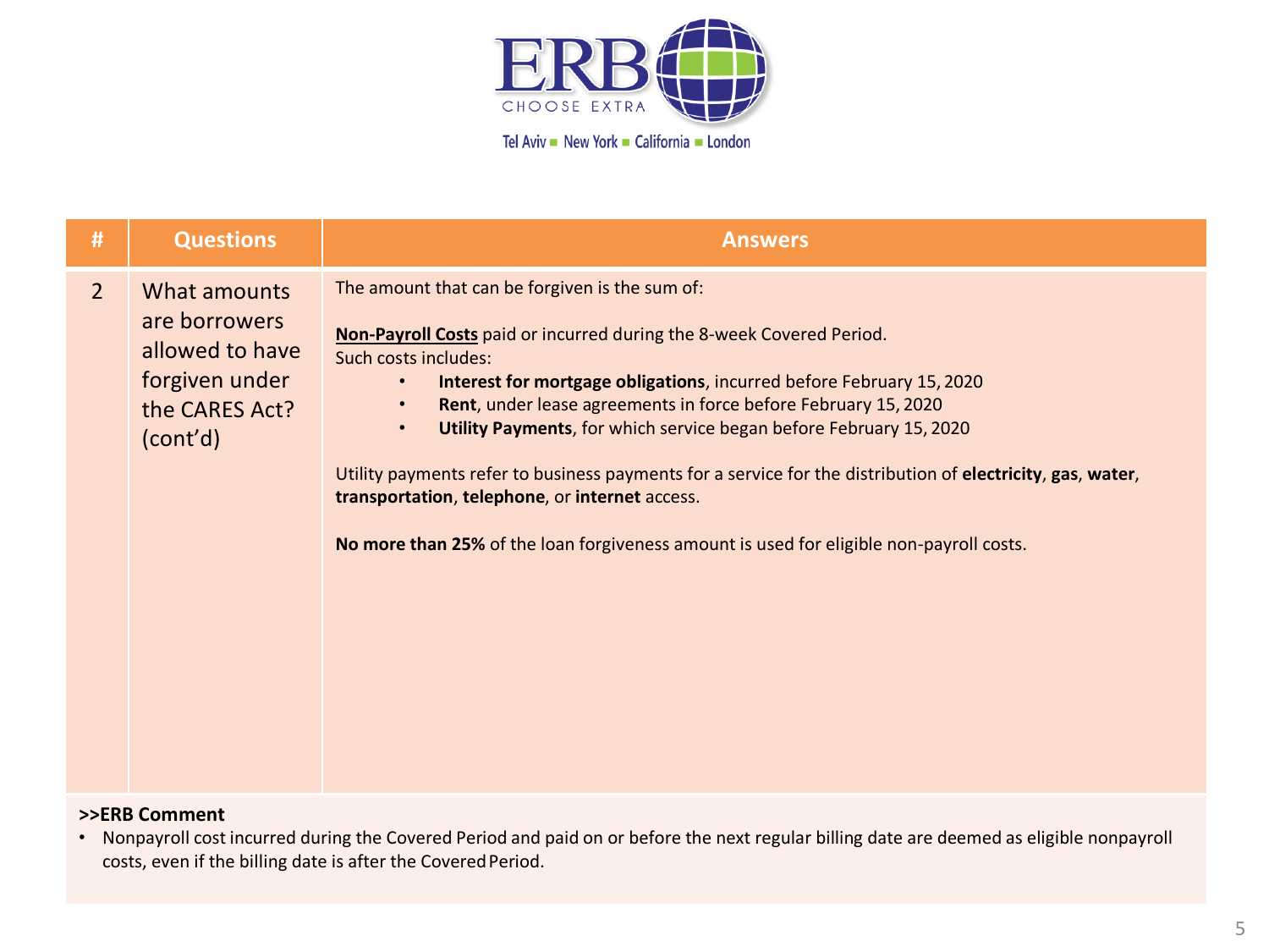| # | Questions | Answers |
|---|---|---|
| 2 | What amounts are borrowers allowed to have forgiven under the CARES Act? (cont'd) | The amount that can be forgiven is the sum of:<br><br>**Non-Payroll Costs** paid or incurred during the 8-week Covered Period.<br>Such costs includes:<br>• **Interest for mortgage obligations**, incurred before February 15, 2020<br>• **Rent**, under lease agreements in force before February 15, 2020<br>• **Utility Payments**, for which service began before February 15, 2020<br><br>Utility payments refer to business payments for a service for the distribution of **electricity**, **gas**, **water**, **transportation**, **telephone**, or **internet** access.<br><br>**No more than 25%** of the loan forgiveness amount is used for eligible non-payroll costs. |

**>>ERB Comment**

- Nonpayroll cost incurred during the Covered Period and paid on or before the next regular billing date are deemed as eligible nonpayroll costs, even if the billing date is after the Covered Period.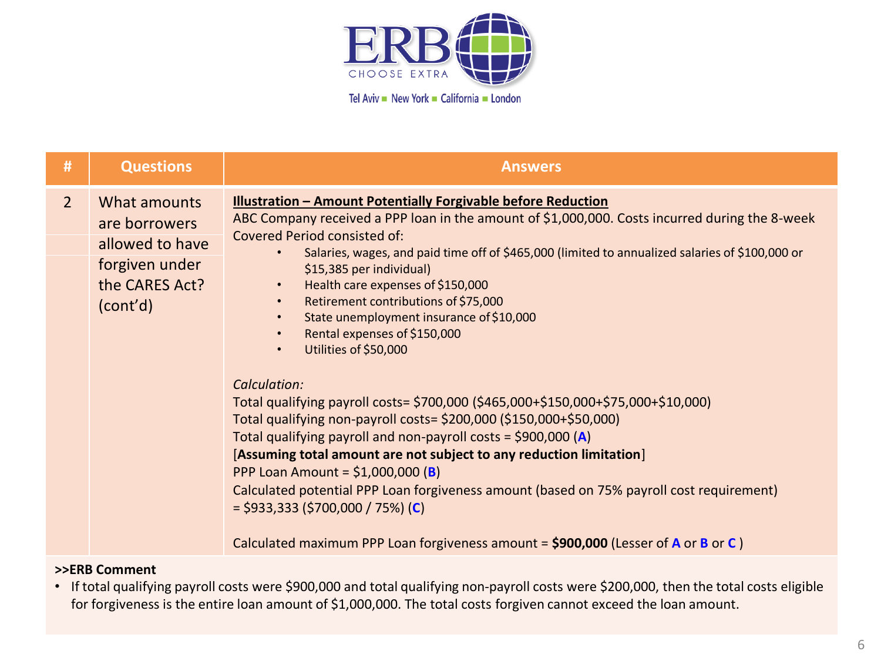| # | Questions | Answers |
|---|---|---|
| 2 | What amounts are borrowers allowed to have forgiven under the CARES Act? (cont'd) | **Illustration – Amount Potentially Forgivable before Reduction**<br>ABC Company received a PPP loan in the amount of $1,000,000. Costs incurred during the 8-week Covered Period consisted of:<br>• Salaries, wages, and paid time off of $465,000 (limited to annualized salaries of $100,000 or $15,385 per individual)<br>• Health care expenses of $150,000<br>• Retirement contributions of $75,000<br>• State unemployment insurance of $10,000<br>• Rental expenses of $150,000<br>• Utilities of $50,000<br><br>*Calculation:*<br>Total qualifying payroll costs= $700,000 ($465,000+$150,000+$75,000+$10,000)<br>Total qualifying non-payroll costs= $200,000 ($150,000+$50,000)<br>Total qualifying payroll and non-payroll costs = $900,000 (**A**)<br>[**Assuming total amount are not subject to any reduction limitation**]<br>PPP Loan Amount = $1,000,000 (**B**)<br>Calculated potential PPP Loan forgiveness amount (based on 75% payroll cost requirement) = $933,333 ($700,000 / 75%) (**C**)<br><br>Calculated maximum PPP Loan forgiveness amount = **$900,000** (Lesser of **A** or **B** or **C** ) |

**>>ERB Comment**

- If total qualifying payroll costs were $900,000 and total qualifying non-payroll costs were $200,000, then the total costs eligible for forgiveness is the entire loan amount of $1,000,000. The total costs forgiven cannot exceed the loan amount.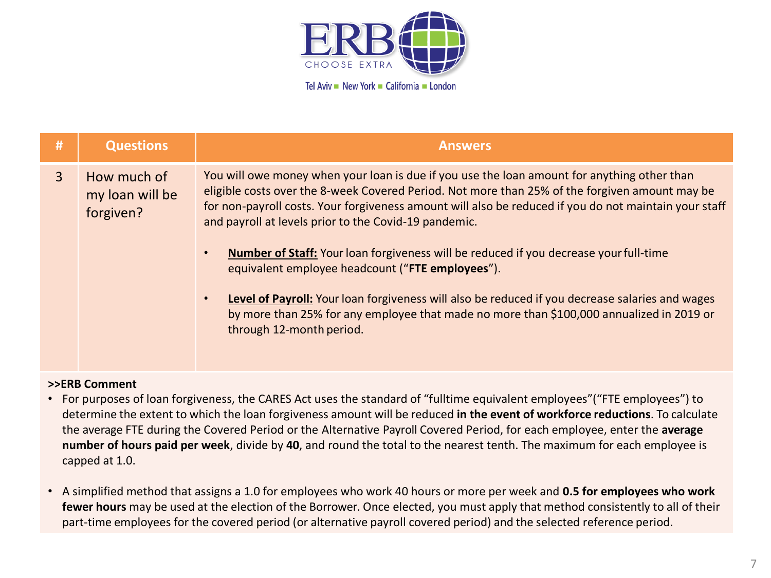| # | Questions | Answers |
|---|---|---|
| 3 | How much of my loan will be forgiven? | You will owe money when your loan is due if you use the loan amount for anything other than eligible costs over the 8-week Covered Period. Not more than 25% of the forgiven amount may be for non-payroll costs. Your forgiveness amount will also be reduced if you do not maintain your staff and payroll at levels prior to the Covid-19 pandemic.<br><br>• **Number of Staff:** Your loan forgiveness will be reduced if you decrease your full-time equivalent employee headcount (“**FTE employees**”).<br><br>• **Level of Payroll:** Your loan forgiveness will also be reduced if you decrease salaries and wages by more than 25% for any employee that made no more than $100,000 annualized in 2019 or through 12-month period. |

**>>ERB Comment**

- For purposes of loan forgiveness, the CARES Act uses the standard of “fulltime equivalent employees”(“FTE employees”) to determine the extent to which the loan forgiveness amount will be reduced **in the event of workforce reductions**. To calculate the average FTE during the Covered Period or the Alternative Payroll Covered Period, for each employee, enter the **average number of hours paid per week**, divide by **40**, and round the total to the nearest tenth. The maximum for each employee is capped at 1.0.

- A simplified method that assigns a 1.0 for employees who work 40 hours or more per week and **0.5 for employees who work fewer hours** may be used at the election of the Borrower. Once elected, you must apply that method consistently to all of their part-time employees for the covered period (or alternative payroll covered period) and the selected reference period.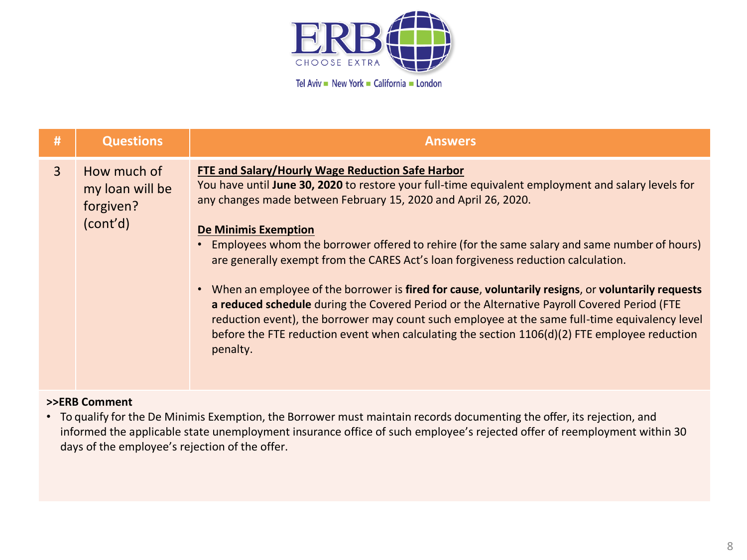ERB CHOOSE EXTRA

Tel Aviv ■ New York ■ California ■ London

| # | Questions | Answers |
| --- | --- | --- |
| 3 | How much of my loan will be forgiven? (cont'd) | **FTE and Salary/Hourly Wage Reduction Safe Harbor**<br>You have until **June 30, 2020** to restore your full-time equivalent employment and salary levels for any changes made between February 15, 2020 and April 26, 2020.<br><br>**De Minimis Exemption**<br>• Employees whom the borrower offered to rehire (for the same salary and same number of hours) are generally exempt from the CARES Act's loan forgiveness reduction calculation.<br>• When an employee of the borrower is **fired for cause**, **voluntarily resigns**, or **voluntarily requests a reduced schedule** during the Covered Period or the Alternative Payroll Covered Period (FTE reduction event), the borrower may count such employee at the same full-time equivalency level before the FTE reduction event when calculating the section 1106(d)(2) FTE employee reduction penalty. |

**>>ERB Comment**

- To qualify for the De Minimis Exemption, the Borrower must maintain records documenting the offer, its rejection, and informed the applicable state unemployment insurance office of such employee's rejected offer of reemployment within 30 days of the employee's rejection of the offer.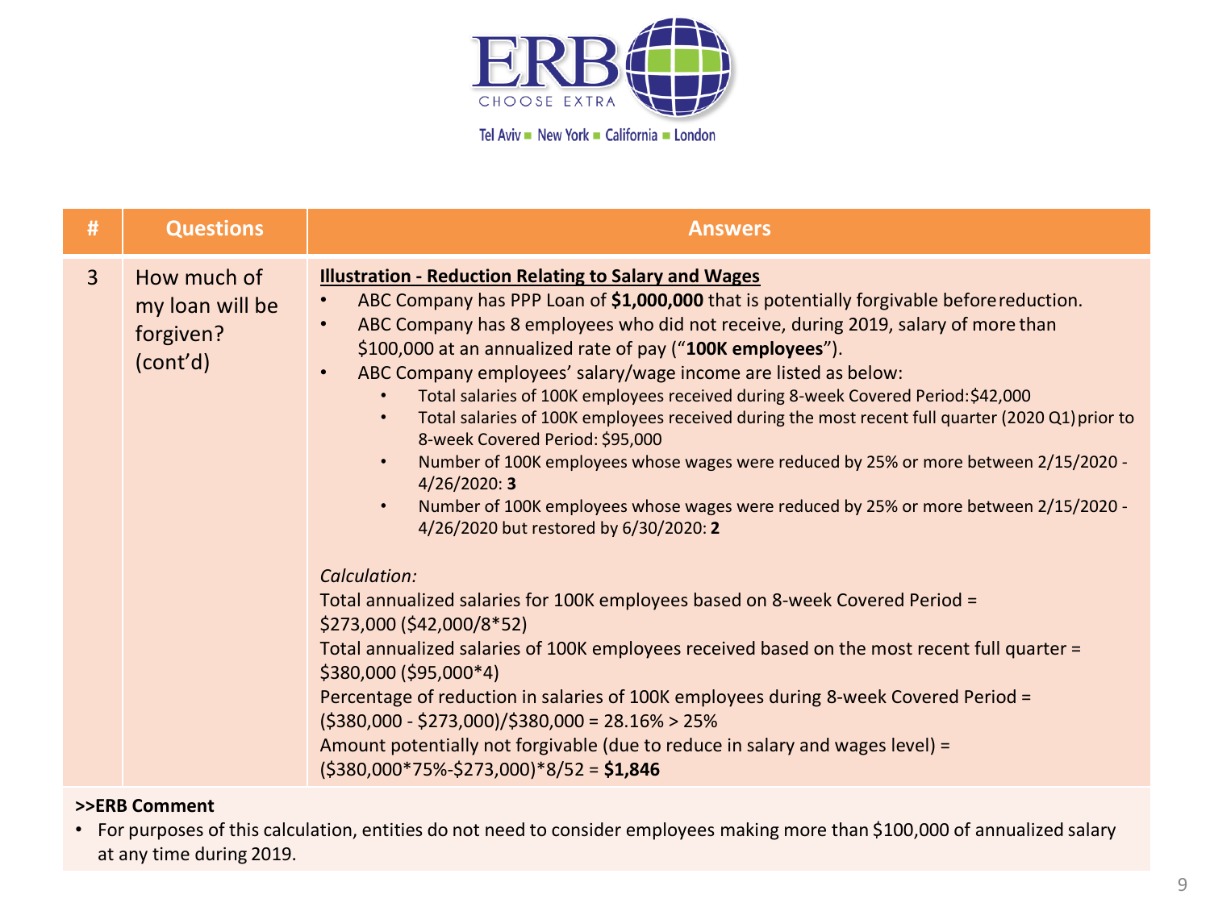| # | Questions | Answers |
|---|---|---|
| 3 | How much of my loan will be forgiven? (cont'd) | **Illustration - Reduction Relating to Salary and Wages**<br>• ABC Company has PPP Loan of **$1,000,000** that is potentially forgivable before reduction.<br>• ABC Company has 8 employees who did not receive, during 2019, salary of more than $100,000 at an annualized rate of pay ("**100K employees**").<br>• ABC Company employees' salary/wage income are listed as below:<br>  • Total salaries of 100K employees received during 8-week Covered Period: $42,000<br>  • Total salaries of 100K employees received during the most recent full quarter (2020 Q1) prior to 8-week Covered Period: $95,000<br>  • Number of 100K employees whose wages were reduced by 25% or more between 2/15/2020 - 4/26/2020: **3**<br>  • Number of 100K employees whose wages were reduced by 25% or more between 2/15/2020 - 4/26/2020 but restored by 6/30/2020: **2**<br><br>*Calculation:*<br>Total annualized salaries for 100K employees based on 8-week Covered Period = $273,000 ($42,000/8*52)<br>Total annualized salaries of 100K employees received based on the most recent full quarter = $380,000 ($95,000*4)<br>Percentage of reduction in salaries of 100K employees during 8-week Covered Period = ($380,000 - $273,000)/$380,000 = 28.16% > 25%<br>Amount potentially not forgivable (due to reduce in salary and wages level) = ($380,000*75%-$273,000)*8/52 = **$1,846** |

**>>ERB Comment**

- For purposes of this calculation, entities do not need to consider employees making more than $100,000 of annualized salary at any time during 2019.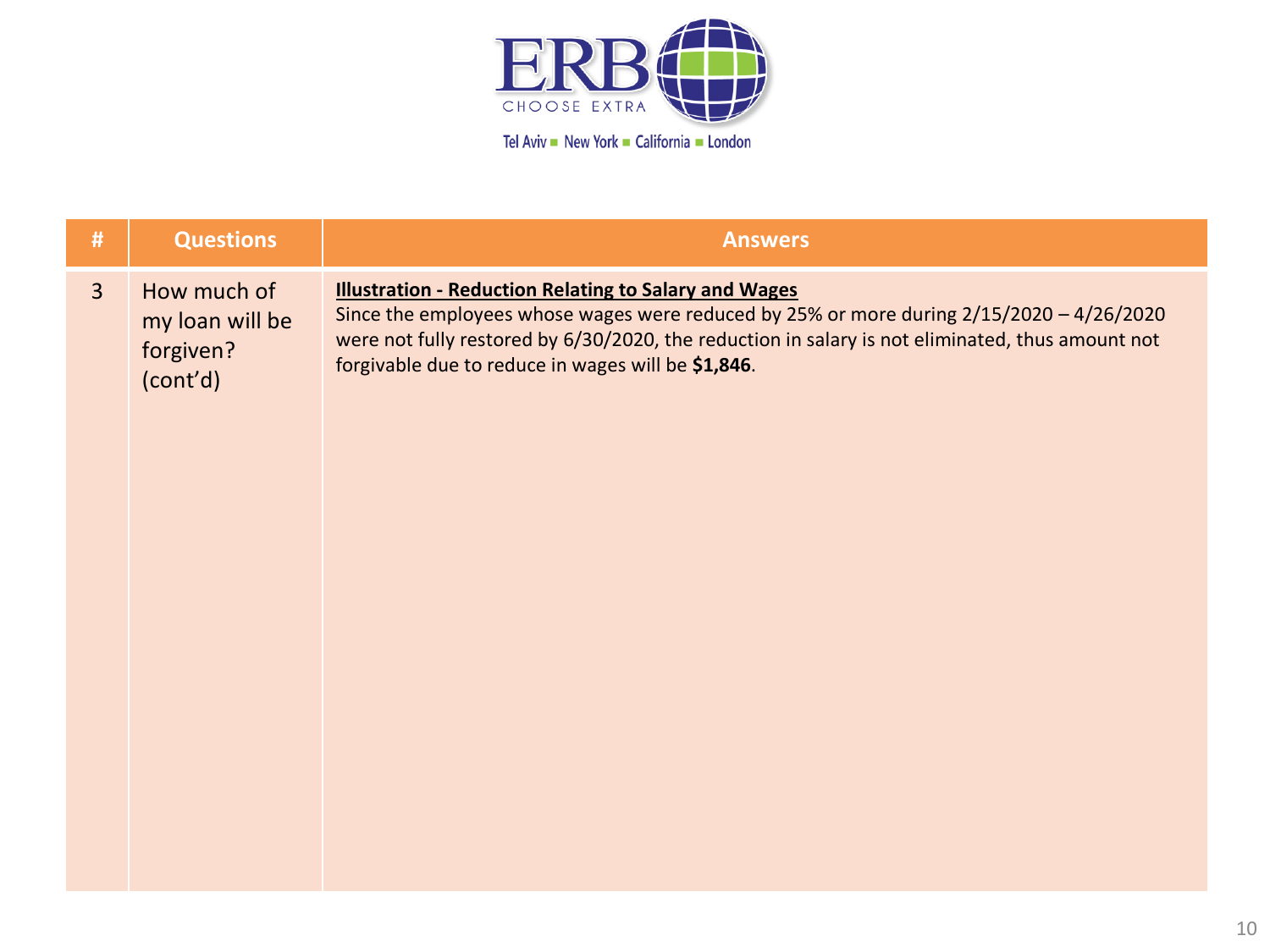| # | Questions | Answers |
| --- | --- | --- |
| 3 | How much of my loan will be forgiven? (cont'd) | **Illustration - Reduction Relating to Salary and Wages**<br>Since the employees whose wages were reduced by 25% or more during 2/15/2020 – 4/26/2020 were not fully restored by 6/30/2020, the reduction in salary is not eliminated, thus amount not forgivable due to reduce in wages will be **$1,846**. |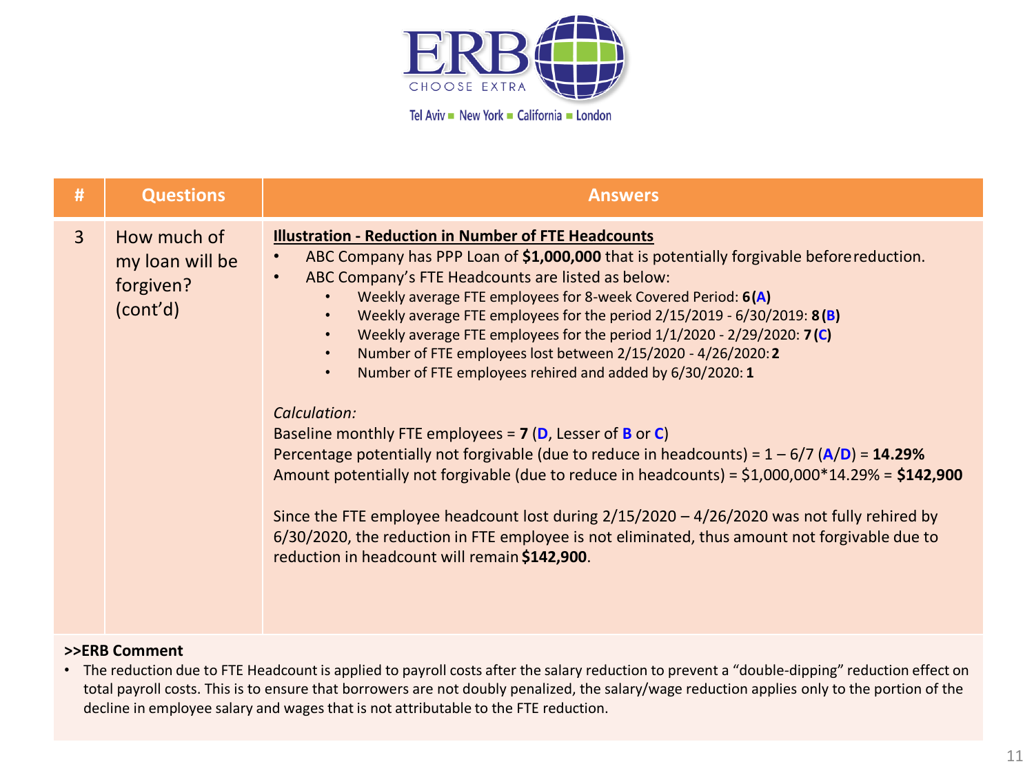| # | Questions | Answers |
|---|---|---|
| 3 | How much of my loan will be forgiven? (cont'd) | **Illustration - Reduction in Number of FTE Headcounts**<br>• ABC Company has PPP Loan of **$1,000,000** that is potentially forgivable before reduction.<br>• ABC Company's FTE Headcounts are listed as below:<br>  • Weekly average FTE employees for 8-week Covered Period: **6 (A)**<br>  • Weekly average FTE employees for the period 2/15/2019 - 6/30/2019: **8 (B)**<br>  • Weekly average FTE employees for the period 1/1/2020 - 2/29/2020: **7 (C)**<br>  • Number of FTE employees lost between 2/15/2020 - 4/26/2020: **2**<br>  • Number of FTE employees rehired and added by 6/30/2020: **1**<br><br>*Calculation:*<br>Baseline monthly FTE employees = **7** (**D**, Lesser of **B** or **C**)<br>Percentage potentially not forgivable (due to reduce in headcounts) = 1 – 6/7 (**A**/**D**) = **14.29%**<br>Amount potentially not forgivable (due to reduce in headcounts) = $1,000,000*14.29% = **$142,900**<br><br>Since the FTE employee headcount lost during 2/15/2020 – 4/26/2020 was not fully rehired by 6/30/2020, the reduction in FTE employee is not eliminated, thus amount not forgivable due to reduction in headcount will remain **$142,900**. |

**>>ERB Comment**

- The reduction due to FTE Headcount is applied to payroll costs after the salary reduction to prevent a "double-dipping" reduction effect on total payroll costs. This is to ensure that borrowers are not doubly penalized, the salary/wage reduction applies only to the portion of the decline in employee salary and wages that is not attributable to the FTE reduction.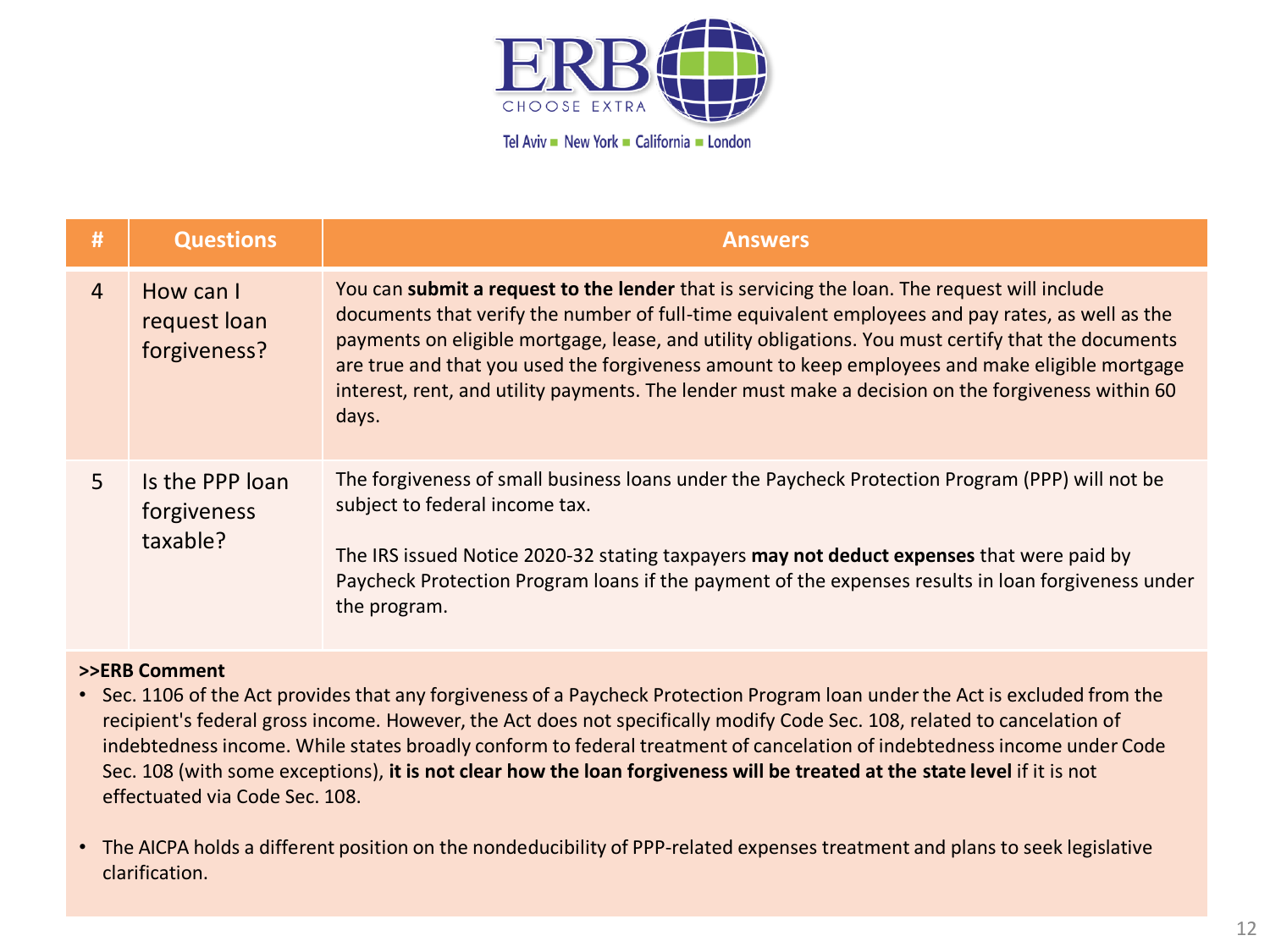ERB CHOOSE EXTRA

Tel Aviv ■ New York ■ California ■ London

| # | Questions | Answers |
| --- | --- | --- |
| 4 | How can I request loan forgiveness? | You can **submit a request to the lender** that is servicing the loan. The request will include documents that verify the number of full-time equivalent employees and pay rates, as well as the payments on eligible mortgage, lease, and utility obligations. You must certify that the documents are true and that you used the forgiveness amount to keep employees and make eligible mortgage interest, rent, and utility payments. The lender must make a decision on the forgiveness within 60 days. |
| 5 | Is the PPP loan forgiveness taxable? | The forgiveness of small business loans under the Paycheck Protection Program (PPP) will not be subject to federal income tax.<br><br>The IRS issued Notice 2020-32 stating taxpayers **may not deduct expenses** that were paid by Paycheck Protection Program loans if the payment of the expenses results in loan forgiveness under the program. |

**>>ERB Comment**

- Sec. 1106 of the Act provides that any forgiveness of a Paycheck Protection Program loan under the Act is excluded from the recipient's federal gross income. However, the Act does not specifically modify Code Sec. 108, related to cancelation of indebtedness income. While states broadly conform to federal treatment of cancelation of indebtedness income under Code Sec. 108 (with some exceptions), **it is not clear how the loan forgiveness will be treated at the state level** if it is not effectuated via Code Sec. 108.

- The AICPA holds a different position on the nondeducibility of PPP-related expenses treatment and plans to seek legislative clarification.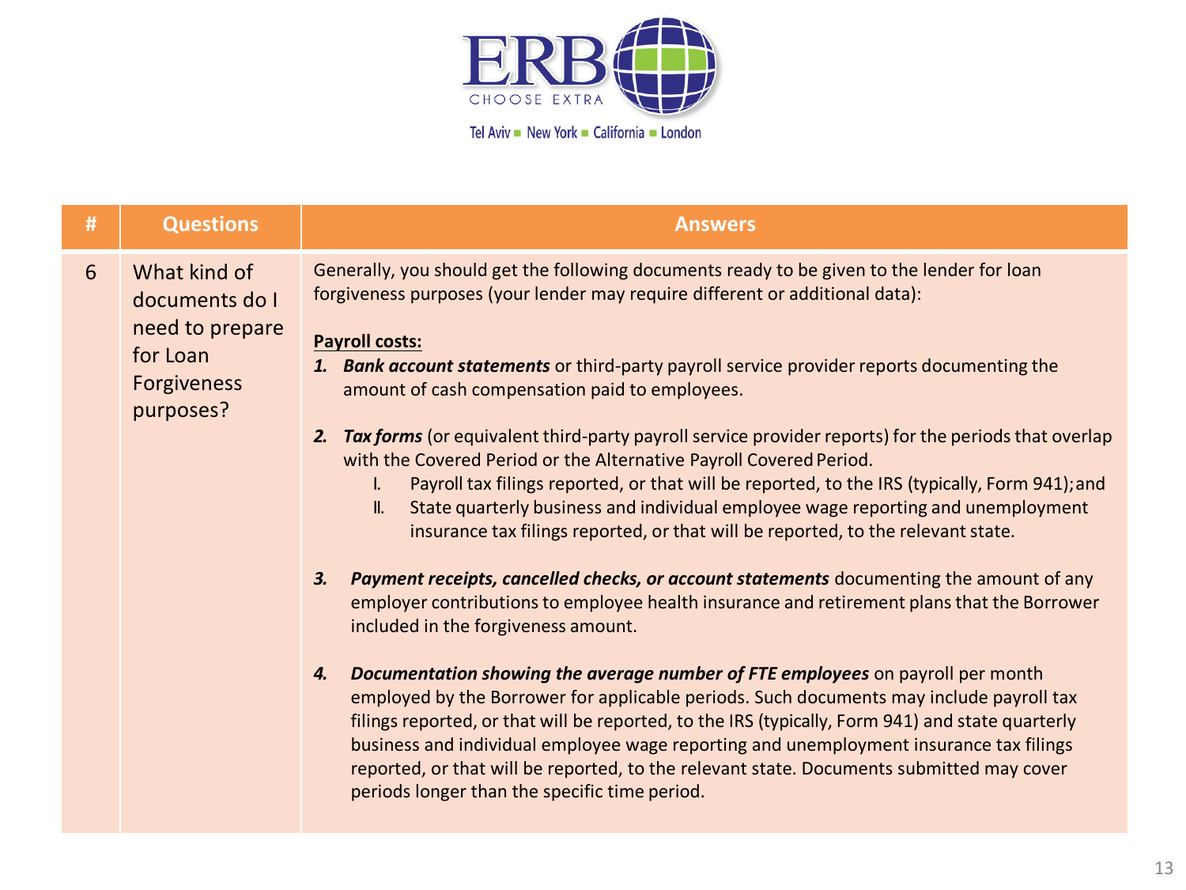| # | Questions | Answers |
|---|---|---|
| 6 | What kind of documents do I need to prepare for Loan Forgiveness purposes? | Generally, you should get the following documents ready to be given to the lender for loan forgiveness purposes (your lender may require different or additional data):<br><br>**Payroll costs:**<br>***1. Bank account statements*** or third-party payroll service provider reports documenting the amount of cash compensation paid to employees.<br><br>***2. Tax forms*** (or equivalent third-party payroll service provider reports) for the periods that overlap with the Covered Period or the Alternative Payroll Covered Period.<br>I. Payroll tax filings reported, or that will be reported, to the IRS (typically, Form 941); and<br>II. State quarterly business and individual employee wage reporting and unemployment insurance tax filings reported, or that will be reported, to the relevant state.<br><br>***3. Payment receipts, cancelled checks, or account statements*** documenting the amount of any employer contributions to employee health insurance and retirement plans that the Borrower included in the forgiveness amount.<br><br>***4. Documentation showing the average number of FTE employees*** on payroll per month employed by the Borrower for applicable periods. Such documents may include payroll tax filings reported, or that will be reported, to the IRS (typically, Form 941) and state quarterly business and individual employee wage reporting and unemployment insurance tax filings reported, or that will be reported, to the relevant state. Documents submitted may cover periods longer than the specific time period. |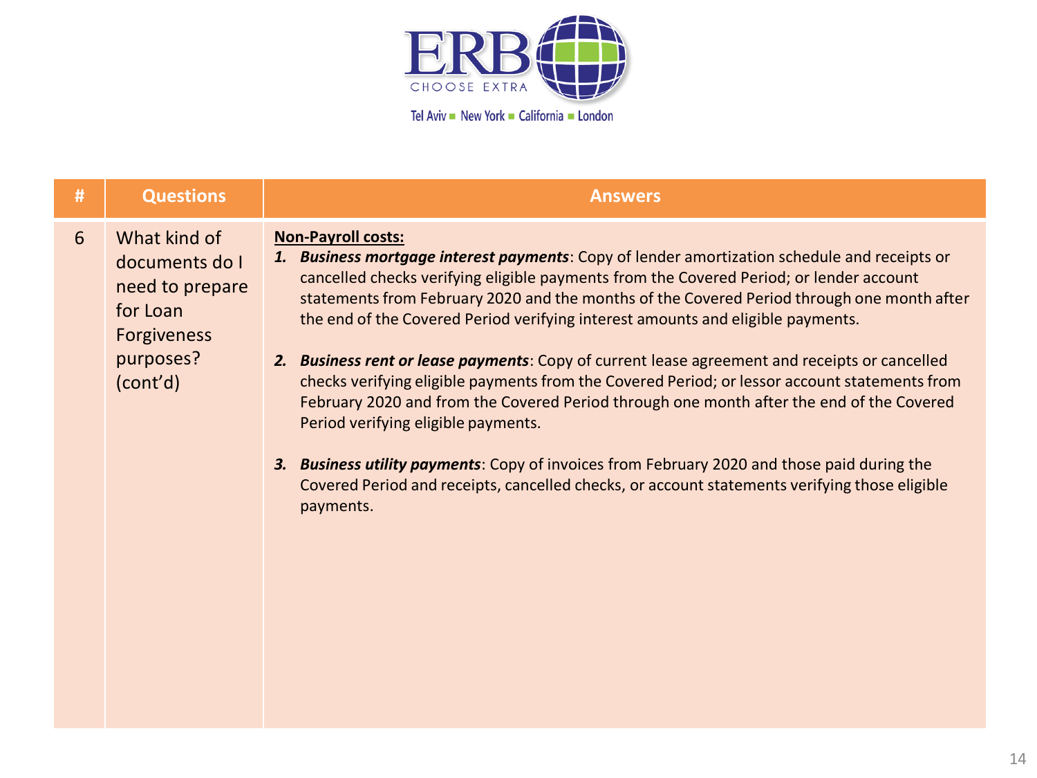| # | Questions | Answers |
|---|---|---|
| 6 | What kind of documents do I need to prepare for Loan Forgiveness purposes? (cont'd) | **Non-Payroll costs:**<br>1. ***Business mortgage interest payments***: Copy of lender amortization schedule and receipts or cancelled checks verifying eligible payments from the Covered Period; or lender account statements from February 2020 and the months of the Covered Period through one month after the end of the Covered Period verifying interest amounts and eligible payments.<br>2. ***Business rent or lease payments***: Copy of current lease agreement and receipts or cancelled checks verifying eligible payments from the Covered Period; or lessor account statements from February 2020 and from the Covered Period through one month after the end of the Covered Period verifying eligible payments.<br>3. ***Business utility payments***: Copy of invoices from February 2020 and those paid during the Covered Period and receipts, cancelled checks, or account statements verifying those eligible payments. |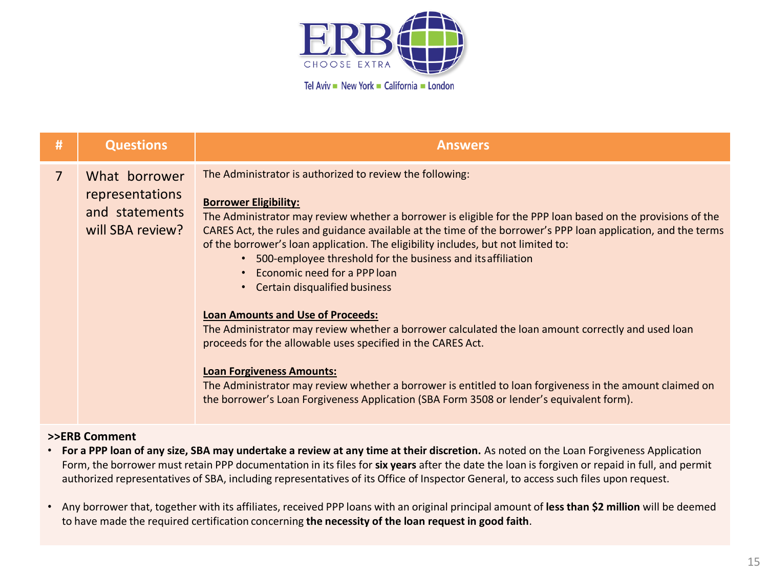ERB CHOOSE EXTRA

Tel Aviv ■ New York ■ California ■ London

| # | Questions | Answers |
|---|---|---|
| 7 | What borrower representations and statements will SBA review? | The Administrator is authorized to review the following:<br><br>**<u>Borrower Eligibility:</u>**<br>The Administrator may review whether a borrower is eligible for the PPP loan based on the provisions of the CARES Act, the rules and guidance available at the time of the borrower's PPP loan application, and the terms of the borrower's loan application. The eligibility includes, but not limited to:<br>• 500-employee threshold for the business and its affiliation<br>• Economic need for a PPP loan<br>• Certain disqualified business<br><br>**<u>Loan Amounts and Use of Proceeds:</u>**<br>The Administrator may review whether a borrower calculated the loan amount correctly and used loan proceeds for the allowable uses specified in the CARES Act.<br><br>**<u>Loan Forgiveness Amounts:</u>**<br>The Administrator may review whether a borrower is entitled to loan forgiveness in the amount claimed on the borrower's Loan Forgiveness Application (SBA Form 3508 or lender's equivalent form). |

**>>ERB Comment**

- **For a PPP loan of any size, SBA may undertake a review at any time at their discretion.** As noted on the Loan Forgiveness Application Form, the borrower must retain PPP documentation in its files for **six years** after the date the loan is forgiven or repaid in full, and permit authorized representatives of SBA, including representatives of its Office of Inspector General, to access such files upon request.
- Any borrower that, together with its affiliates, received PPP loans with an original principal amount of **less than $2 million** will be deemed to have made the required certification concerning **the necessity of the loan request in good faith**.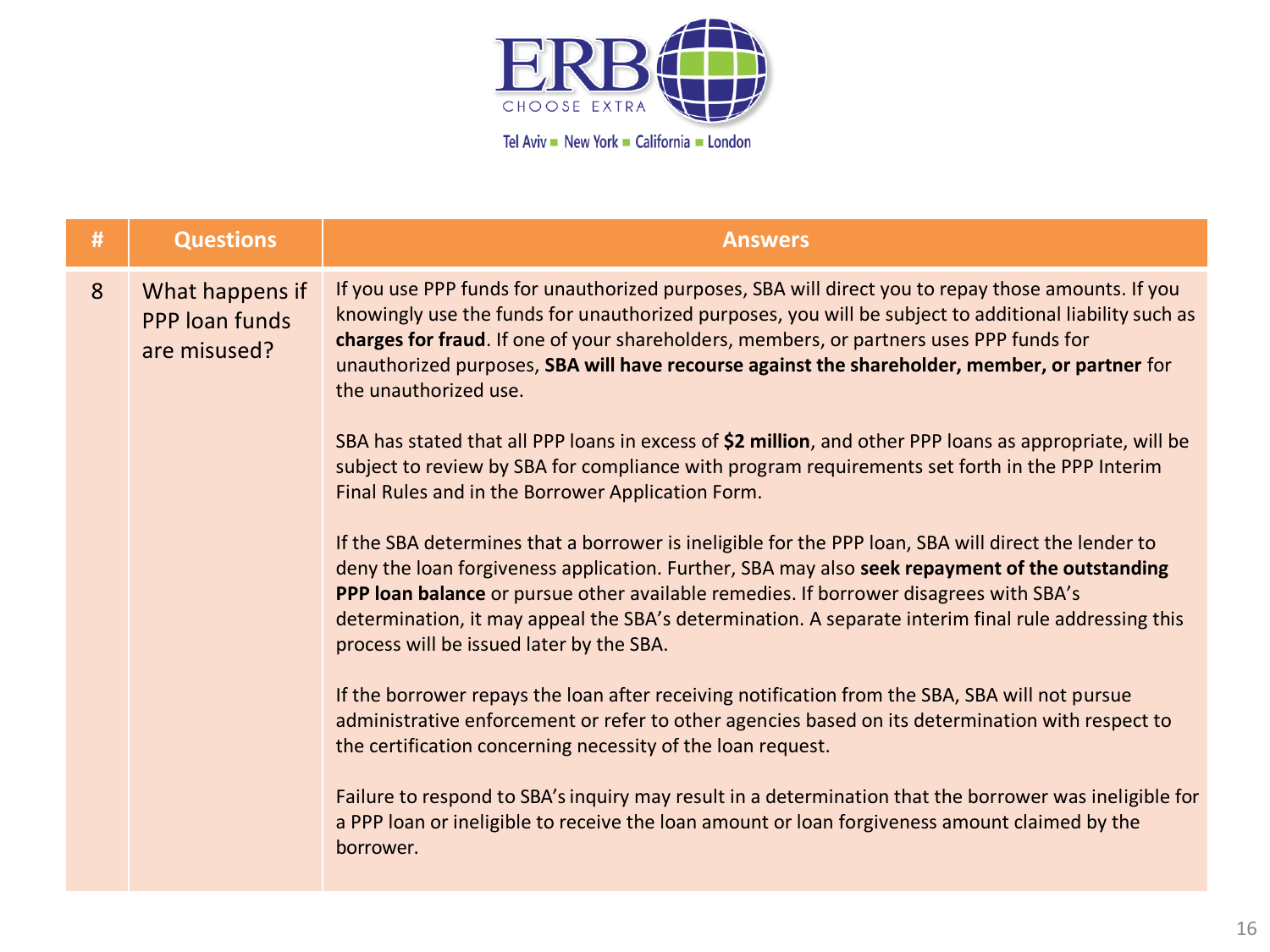| # | Questions | Answers |
|---|---|---|
| 8 | What happens if PPP loan funds are misused? | If you use PPP funds for unauthorized purposes, SBA will direct you to repay those amounts. If you knowingly use the funds for unauthorized purposes, you will be subject to additional liability such as **charges for fraud**. If one of your shareholders, members, or partners uses PPP funds for unauthorized purposes, **SBA will have recourse against the shareholder, member, or partner** for the unauthorized use.<br><br>SBA has stated that all PPP loans in excess of **$2 million**, and other PPP loans as appropriate, will be subject to review by SBA for compliance with program requirements set forth in the PPP Interim Final Rules and in the Borrower Application Form.<br><br>If the SBA determines that a borrower is ineligible for the PPP loan, SBA will direct the lender to deny the loan forgiveness application. Further, SBA may also **seek repayment of the outstanding PPP loan balance** or pursue other available remedies. If borrower disagrees with SBA's determination, it may appeal the SBA's determination. A separate interim final rule addressing this process will be issued later by the SBA.<br><br>If the borrower repays the loan after receiving notification from the SBA, SBA will not pursue administrative enforcement or refer to other agencies based on its determination with respect to the certification concerning necessity of the loan request.<br><br>Failure to respond to SBA's inquiry may result in a determination that the borrower was ineligible for a PPP loan or ineligible to receive the loan amount or loan forgiveness amount claimed by the borrower. |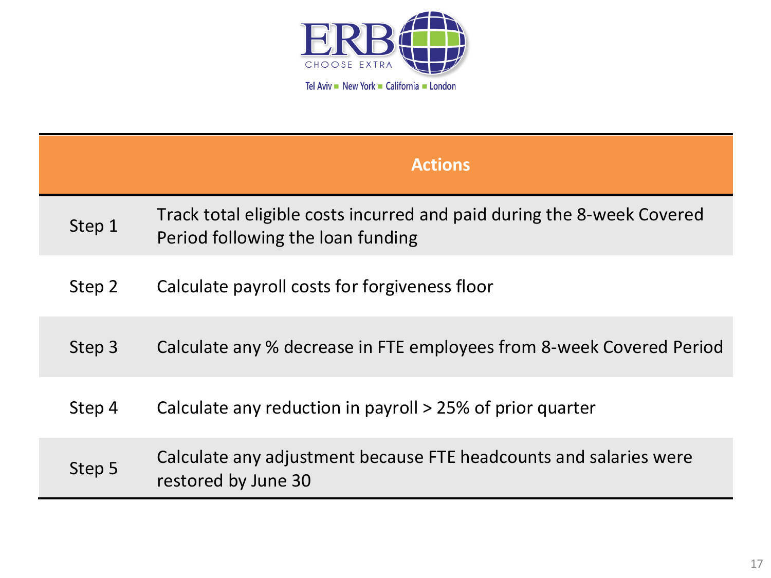| | Actions |
|---|---|
| Step 1 | Track total eligible costs incurred and paid during the 8-week Covered Period following the loan funding |
| Step 2 | Calculate payroll costs for forgiveness floor |
| Step 3 | Calculate any % decrease in FTE employees from 8-week Covered Period |
| Step 4 | Calculate any reduction in payroll > 25% of prior quarter |
| Step 5 | Calculate any adjustment because FTE headcounts and salaries were restored by June 30 |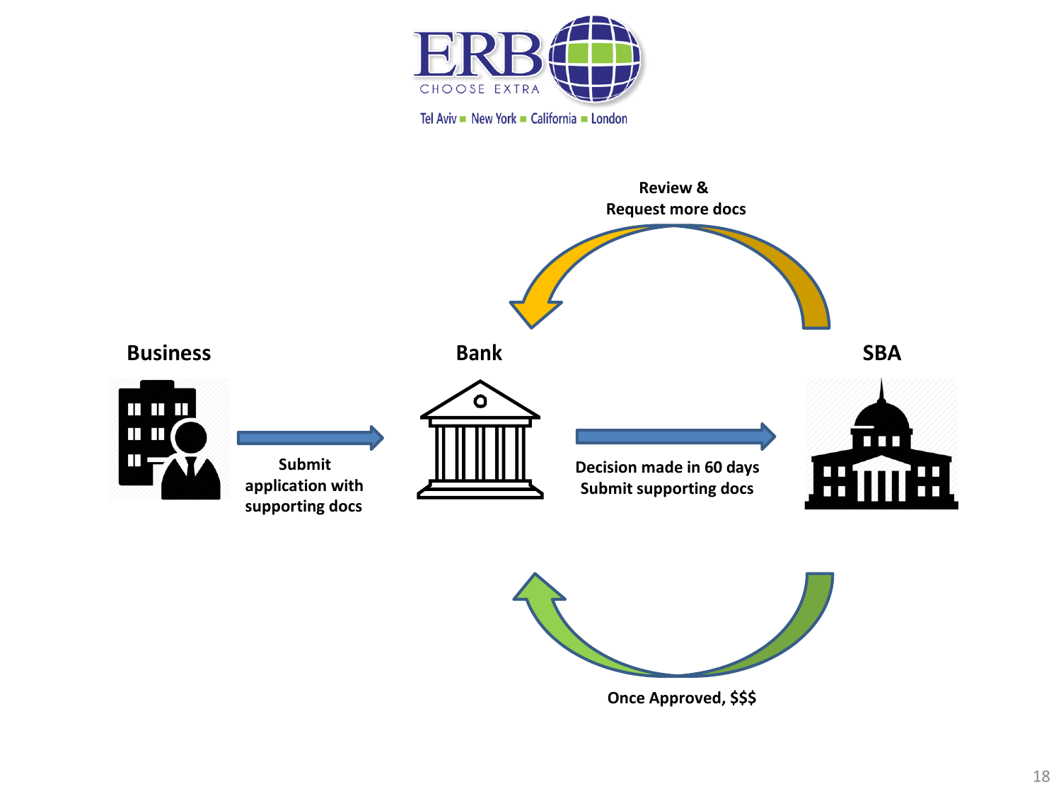**Business**

**Bank**

**SBA**

**Submit application with supporting docs**

**Decision made in 60 days**
**Submit supporting docs**

**Review &**
**Request more docs**

**Once Approved, $$$**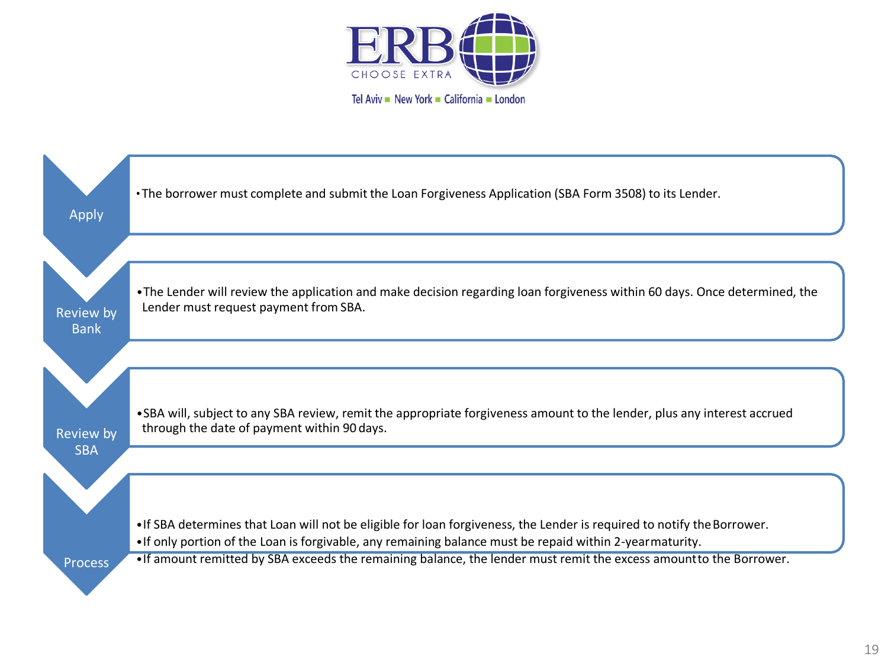ERB CHOOSE EXTRA

Tel Aviv ■ New York ■ California ■ London

**Apply**

- The borrower must complete and submit the Loan Forgiveness Application (SBA Form 3508) to its Lender.

**Review by Bank**

- The Lender will review the application and make decision regarding loan forgiveness within 60 days. Once determined, the Lender must request payment from SBA.

**Review by SBA**

- SBA will, subject to any SBA review, remit the appropriate forgiveness amount to the lender, plus any interest accrued through the date of payment within 90 days.

**Process**

- If SBA determines that Loan will not be eligible for loan forgiveness, the Lender is required to notify the Borrower.
- If only portion of the Loan is forgivable, any remaining balance must be repaid within 2-year maturity.
- If amount remitted by SBA exceeds the remaining balance, the lender must remit the excess amount to the Borrower.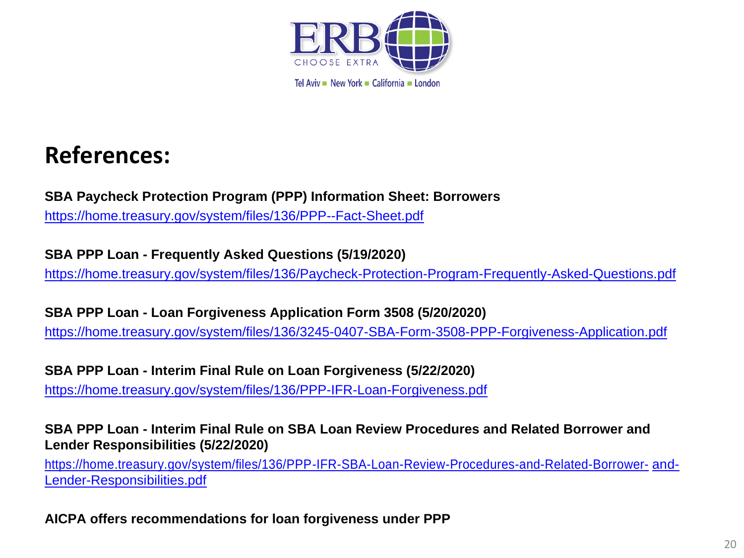# References:

**SBA Paycheck Protection Program (PPP) Information Sheet: Borrowers**
https://home.treasury.gov/system/files/136/PPP--Fact-Sheet.pdf

**SBA PPP Loan - Frequently Asked Questions (5/19/2020)**
https://home.treasury.gov/system/files/136/Paycheck-Protection-Program-Frequently-Asked-Questions.pdf

**SBA PPP Loan - Loan Forgiveness Application Form 3508 (5/20/2020)**
https://home.treasury.gov/system/files/136/3245-0407-SBA-Form-3508-PPP-Forgiveness-Application.pdf

**SBA PPP Loan - Interim Final Rule on Loan Forgiveness (5/22/2020)**
https://home.treasury.gov/system/files/136/PPP-IFR-Loan-Forgiveness.pdf

**SBA PPP Loan - Interim Final Rule on SBA Loan Review Procedures and Related Borrower and Lender Responsibilities (5/22/2020)**
https://home.treasury.gov/system/files/136/PPP-IFR-SBA-Loan-Review-Procedures-and-Related-Borrower- and-Lender-Responsibilities.pdf

**AICPA offers recommendations for loan forgiveness under PPP**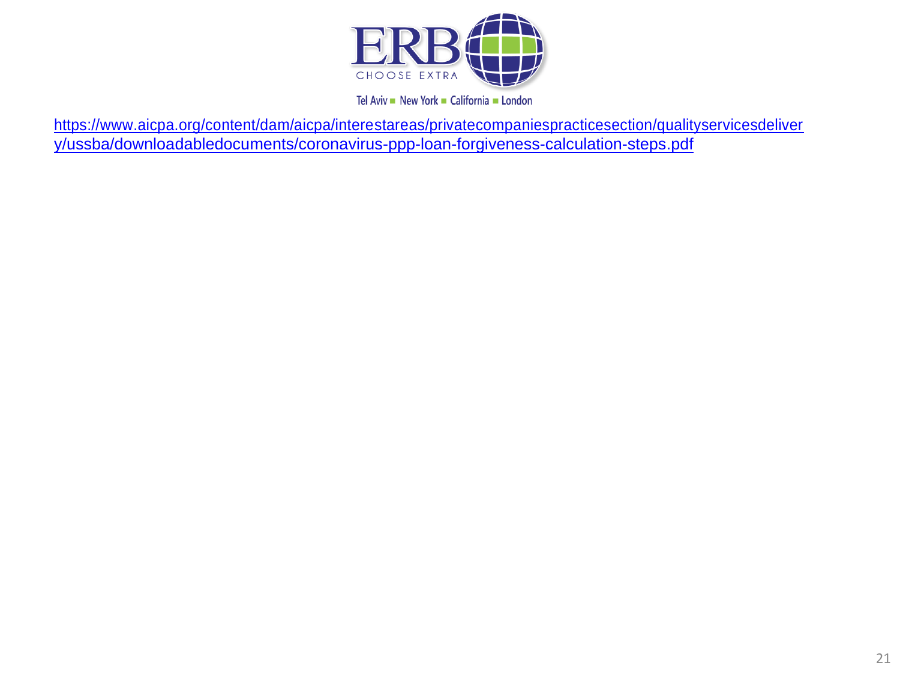[https://www.aicpa.org/content/dam/aicpa/interestareas/privatecompaniespracticesection/qualityservicesdelivery/ussba/downloadabledocuments/coronavirus-ppp-loan-forgiveness-calculation-steps.pdf](https://www.aicpa.org/content/dam/aicpa/interestareas/privatecompaniespracticesection/qualityservicesdelivery/ussba/downloadabledocuments/coronavirus-ppp-loan-forgiveness-calculation-steps.pdf)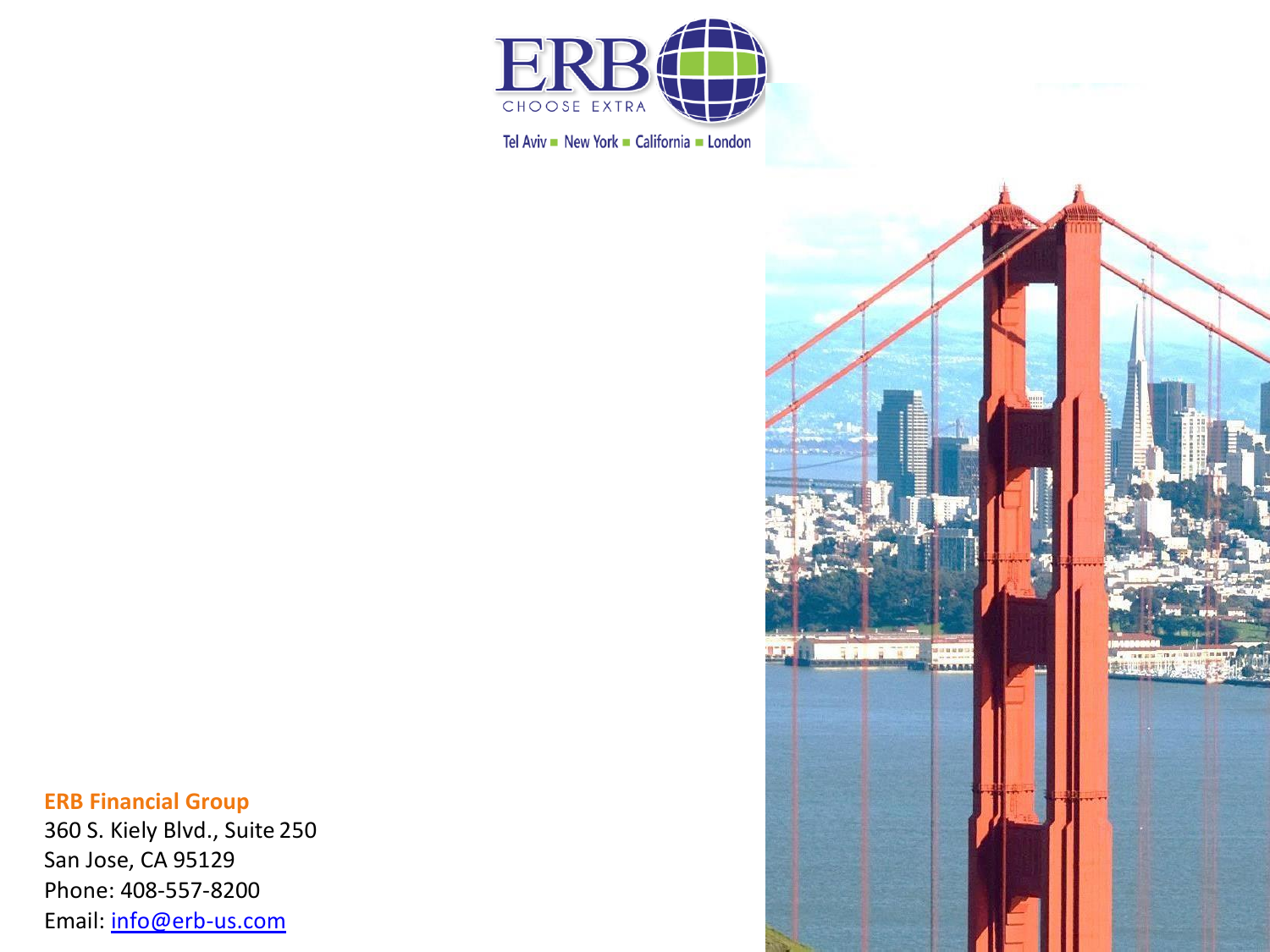ERB

CHOOSE EXTRA

Tel Aviv ■ New York ■ California ■ London

**ERB Financial Group**
360 S. Kiely Blvd., Suite 250
San Jose, CA 95129
Phone: 408-557-8200
Email: [info@erb-us.com](mailto:info@erb-us.com)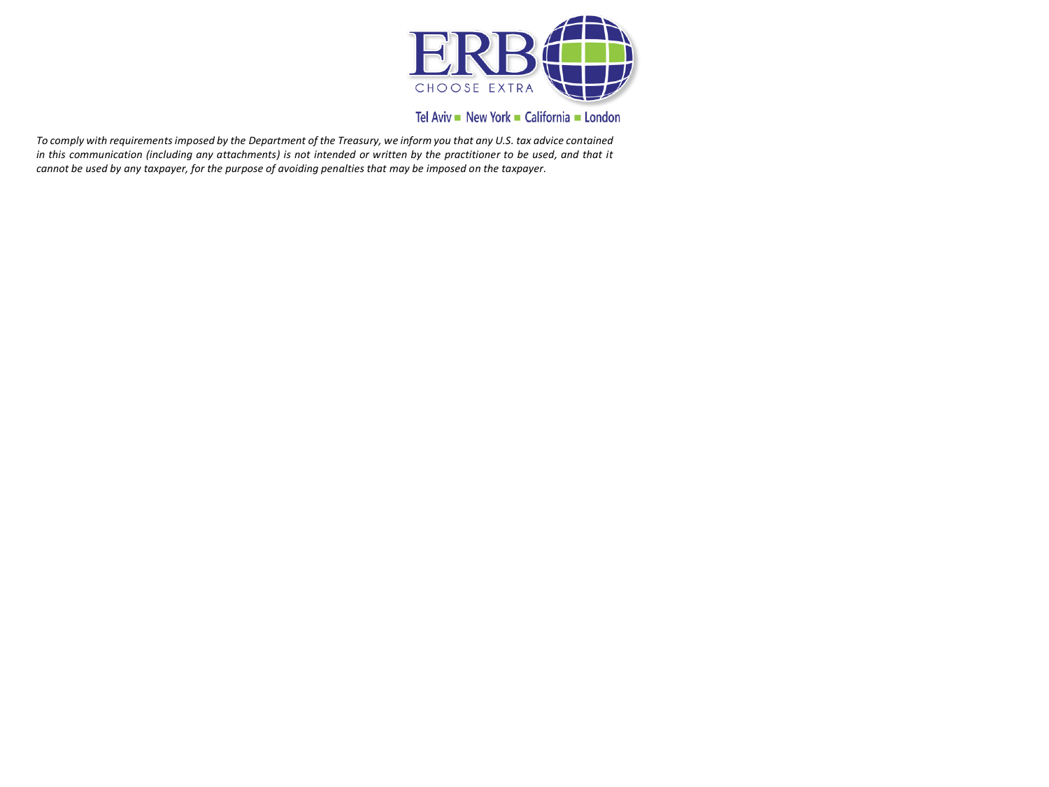ERB
CHOOSE EXTRA

Tel Aviv ■ New York ■ California ■ London

*To comply with requirements imposed by the Department of the Treasury, we inform you that any U.S. tax advice contained in this communication (including any attachments) is not intended or written by the practitioner to be used, and that it cannot be used by any taxpayer, for the purpose of avoiding penalties that may be imposed on the taxpayer.*